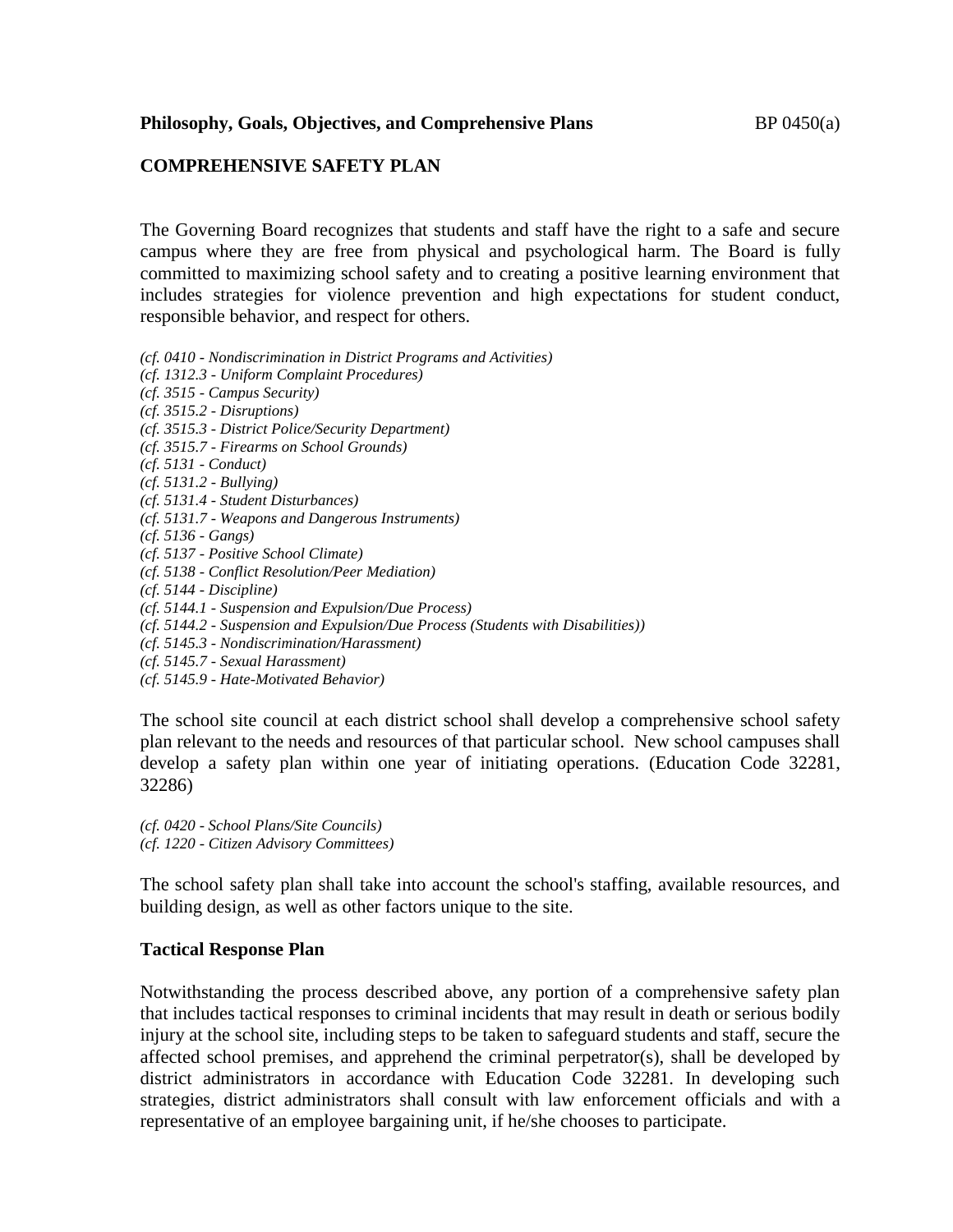**Philosophy, Goals, Objectives, and Comprehensive Plans** BP 0450(a)

**COMPREHENSIVE SAFETY PLAN**

The Governing Board recognizes that students and staff have the right to a safe and secure campus where they are free from physical and psychological harm. The Board is fully committed to maximizing school safety and to creating a positive learning environment that includes strategies for violence prevention and high expectations for student conduct, responsible behavior, and respect for others.

*(cf. 0410 - Nondiscrimination in District Programs and Activities)*
*(cf. 1312.3 - Uniform Complaint Procedures)*
*(cf. 3515 - Campus Security)*
*(cf. 3515.2 - Disruptions)*
*(cf. 3515.3 - District Police/Security Department)*
*(cf. 3515.7 - Firearms on School Grounds)*
*(cf. 5131 - Conduct)*
*(cf. 5131.2 - Bullying)*
*(cf. 5131.4 - Student Disturbances)*
*(cf. 5131.7 - Weapons and Dangerous Instruments)*
*(cf. 5136 - Gangs)*
*(cf. 5137 - Positive School Climate)*
*(cf. 5138 - Conflict Resolution/Peer Mediation)*
*(cf. 5144 - Discipline)*
*(cf. 5144.1 - Suspension and Expulsion/Due Process)*
*(cf. 5144.2 - Suspension and Expulsion/Due Process (Students with Disabilities))*
*(cf. 5145.3 - Nondiscrimination/Harassment)*
*(cf. 5145.7 - Sexual Harassment)*
*(cf. 5145.9 - Hate-Motivated Behavior)*

The school site council at each district school shall develop a comprehensive school safety plan relevant to the needs and resources of that particular school. New school campuses shall develop a safety plan within one year of initiating operations. (Education Code 32281, 32286)

*(cf. 0420 - School Plans/Site Councils)*
*(cf. 1220 - Citizen Advisory Committees)*

The school safety plan shall take into account the school's staffing, available resources, and building design, as well as other factors unique to the site.

**Tactical Response Plan**

Notwithstanding the process described above, any portion of a comprehensive safety plan that includes tactical responses to criminal incidents that may result in death or serious bodily injury at the school site, including steps to be taken to safeguard students and staff, secure the affected school premises, and apprehend the criminal perpetrator(s), shall be developed by district administrators in accordance with Education Code 32281. In developing such strategies, district administrators shall consult with law enforcement officials and with a representative of an employee bargaining unit, if he/she chooses to participate.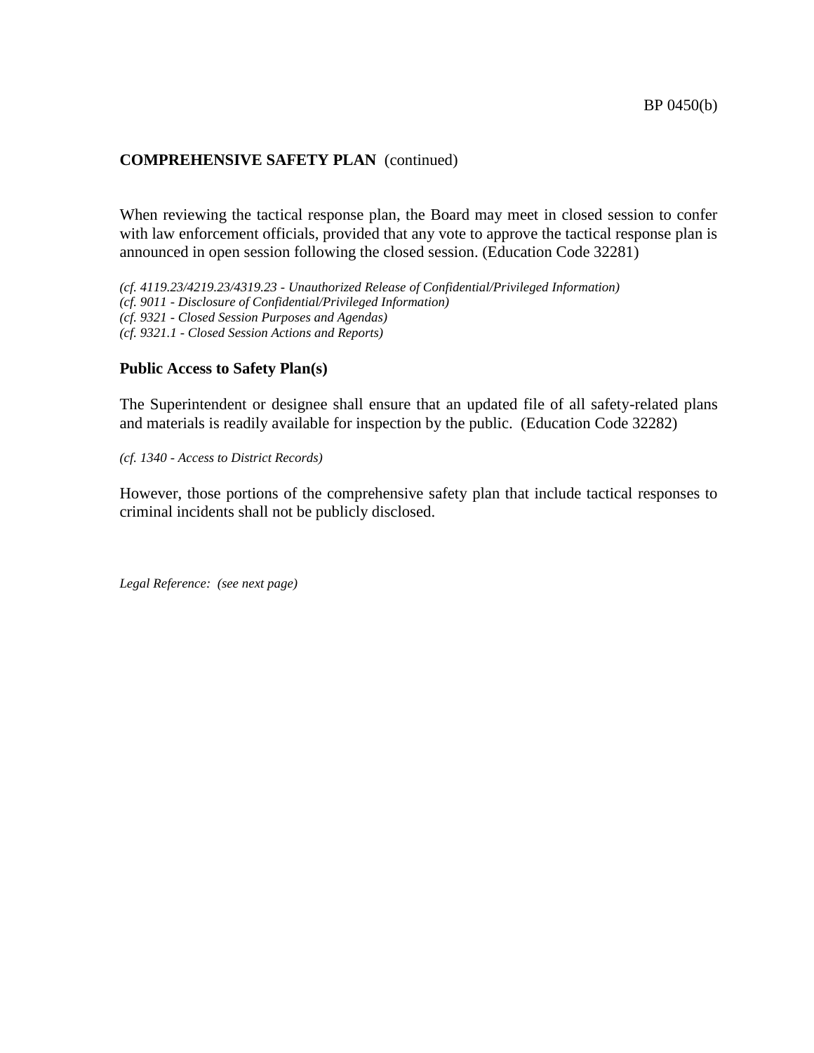**COMPREHENSIVE SAFETY PLAN** (continued)

When reviewing the tactical response plan, the Board may meet in closed session to confer with law enforcement officials, provided that any vote to approve the tactical response plan is announced in open session following the closed session. (Education Code 32281)

*(cf. 4119.23/4219.23/4319.23 - Unauthorized Release of Confidential/Privileged Information)*
*(cf. 9011 - Disclosure of Confidential/Privileged Information)*
*(cf. 9321 - Closed Session Purposes and Agendas)*
*(cf. 9321.1 - Closed Session Actions and Reports)*

**Public Access to Safety Plan(s)**

The Superintendent or designee shall ensure that an updated file of all safety-related plans and materials is readily available for inspection by the public. (Education Code 32282)

*(cf. 1340 - Access to District Records)*

However, those portions of the comprehensive safety plan that include tactical responses to criminal incidents shall not be publicly disclosed.

*Legal Reference: (see next page)*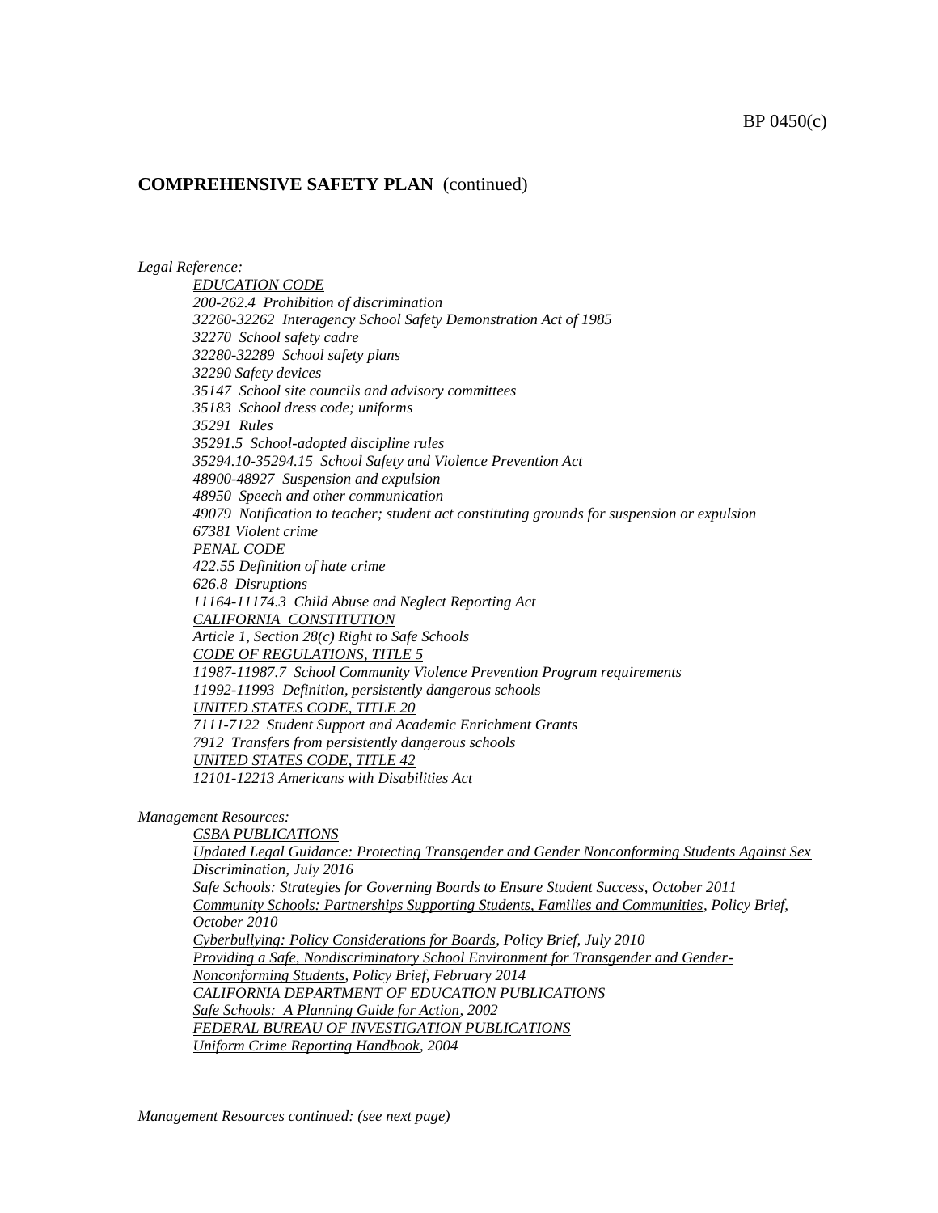## COMPREHENSIVE SAFETY PLAN (continued)

*Legal Reference:*

*EDUCATION CODE*
*200-262.4 Prohibition of discrimination*
*32260-32262 Interagency School Safety Demonstration Act of 1985*
*32270 School safety cadre*
*32280-32289 School safety plans*
*32290 Safety devices*
*35147 School site councils and advisory committees*
*35183 School dress code; uniforms*
*35291 Rules*
*35291.5 School-adopted discipline rules*
*35294.10-35294.15 School Safety and Violence Prevention Act*
*48900-48927 Suspension and expulsion*
*48950 Speech and other communication*
*49079 Notification to teacher; student act constituting grounds for suspension or expulsion*
*67381 Violent crime*
*PENAL CODE*
*422.55 Definition of hate crime*
*626.8 Disruptions*
*11164-11174.3 Child Abuse and Neglect Reporting Act*
*CALIFORNIA CONSTITUTION*
*Article 1, Section 28(c) Right to Safe Schools*
*CODE OF REGULATIONS, TITLE 5*
*11987-11987.7 School Community Violence Prevention Program requirements*
*11992-11993 Definition, persistently dangerous schools*
*UNITED STATES CODE, TITLE 20*
*7111-7122 Student Support and Academic Enrichment Grants*
*7912 Transfers from persistently dangerous schools*
*UNITED STATES CODE, TITLE 42*
*12101-12213 Americans with Disabilities Act*

*Management Resources:*

*CSBA PUBLICATIONS*
*Updated Legal Guidance: Protecting Transgender and Gender Nonconforming Students Against Sex Discrimination, July 2016*
*Safe Schools: Strategies for Governing Boards to Ensure Student Success, October 2011*
*Community Schools: Partnerships Supporting Students, Families and Communities, Policy Brief, October 2010*
*Cyberbullying: Policy Considerations for Boards, Policy Brief, July 2010*
*Providing a Safe, Nondiscriminatory School Environment for Transgender and Gender-Nonconforming Students, Policy Brief, February 2014*
*CALIFORNIA DEPARTMENT OF EDUCATION PUBLICATIONS*
*Safe Schools: A Planning Guide for Action, 2002*
*FEDERAL BUREAU OF INVESTIGATION PUBLICATIONS*
*Uniform Crime Reporting Handbook, 2004*

*Management Resources continued: (see next page)*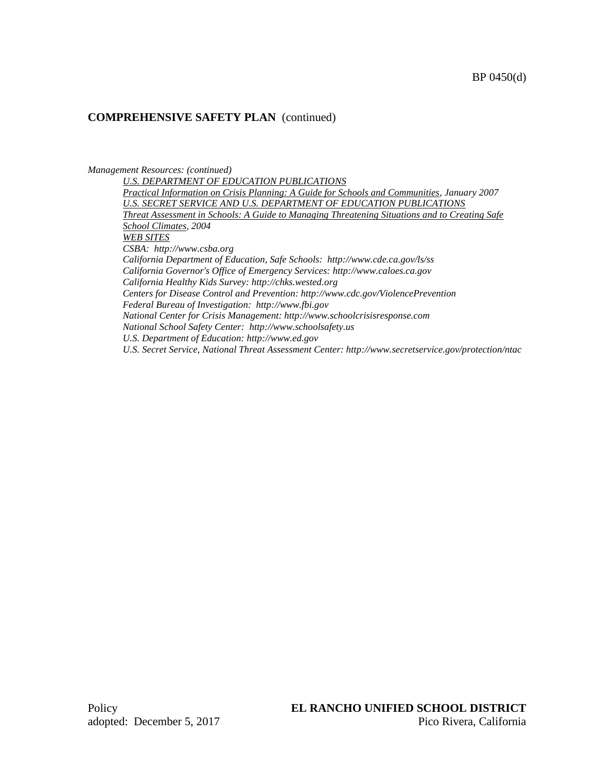**COMPREHENSIVE SAFETY PLAN** (continued)

*Management Resources: (continued)*

*U.S. DEPARTMENT OF EDUCATION PUBLICATIONS*

*Practical Information on Crisis Planning: A Guide for Schools and Communities, January 2007*

*U.S. SECRET SERVICE AND U.S. DEPARTMENT OF EDUCATION PUBLICATIONS*

*Threat Assessment in Schools: A Guide to Managing Threatening Situations and to Creating Safe School Climates, 2004*

*WEB SITES*

*CSBA: http://www.csba.org*

*California Department of Education, Safe Schools: http://www.cde.ca.gov/ls/ss*

*California Governor's Office of Emergency Services: http://www.caloes.ca.gov*

*California Healthy Kids Survey: http://chks.wested.org*

*Centers for Disease Control and Prevention: http://www.cdc.gov/ViolencePrevention*

*Federal Bureau of Investigation: http://www.fbi.gov*

*National Center for Crisis Management: http://www.schoolcrisisresponse.com*

*National School Safety Center: http://www.schoolsafety.us*

*U.S. Department of Education: http://www.ed.gov*

*U.S. Secret Service, National Threat Assessment Center: http://www.secretservice.gov/protection/ntac*

Policy
adopted: December 5, 2017

**EL RANCHO UNIFIED SCHOOL DISTRICT**
Pico Rivera, California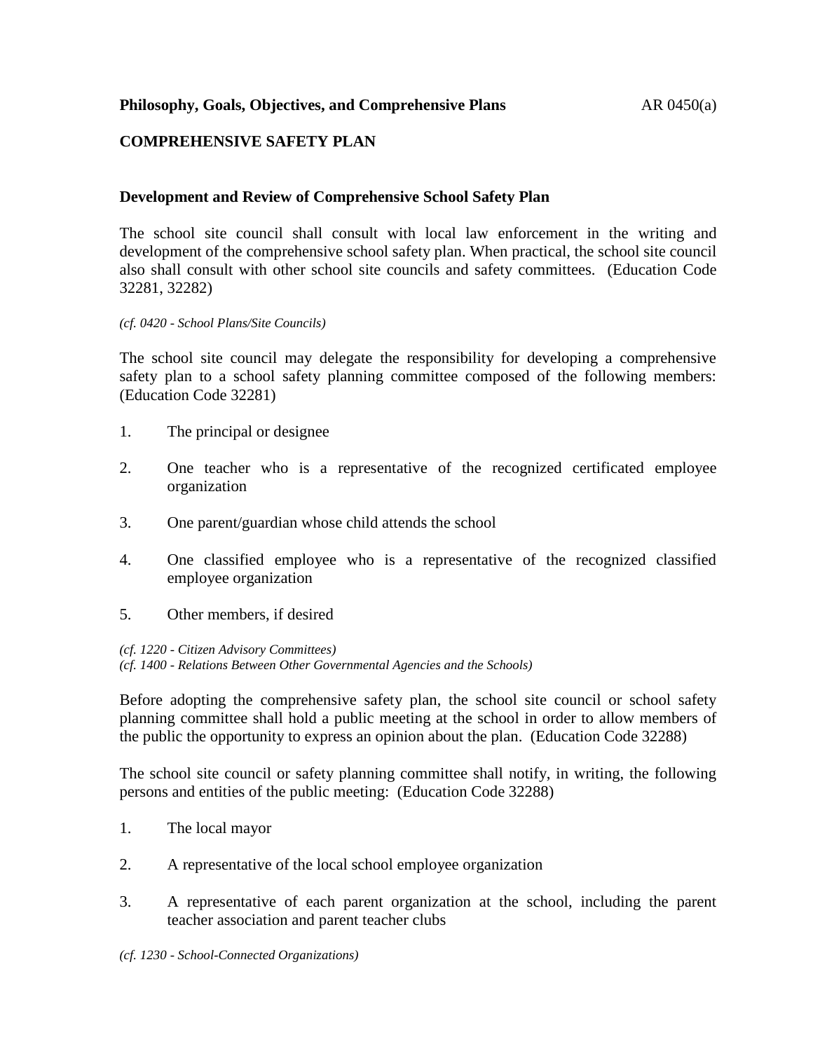**Philosophy, Goals, Objectives, and Comprehensive Plans** AR 0450(a)

## COMPREHENSIVE SAFETY PLAN

### Development and Review of Comprehensive School Safety Plan

The school site council shall consult with local law enforcement in the writing and development of the comprehensive school safety plan. When practical, the school site council also shall consult with other school site councils and safety committees. (Education Code 32281, 32282)

*(cf. 0420 - School Plans/Site Councils)*

The school site council may delegate the responsibility for developing a comprehensive safety plan to a school safety planning committee composed of the following members: (Education Code 32281)

1. The principal or designee
2. One teacher who is a representative of the recognized certificated employee organization
3. One parent/guardian whose child attends the school
4. One classified employee who is a representative of the recognized classified employee organization
5. Other members, if desired

*(cf. 1220 - Citizen Advisory Committees)*
*(cf. 1400 - Relations Between Other Governmental Agencies and the Schools)*

Before adopting the comprehensive safety plan, the school site council or school safety planning committee shall hold a public meeting at the school in order to allow members of the public the opportunity to express an opinion about the plan. (Education Code 32288)

The school site council or safety planning committee shall notify, in writing, the following persons and entities of the public meeting: (Education Code 32288)

1. The local mayor
2. A representative of the local school employee organization
3. A representative of each parent organization at the school, including the parent teacher association and parent teacher clubs

*(cf. 1230 - School-Connected Organizations)*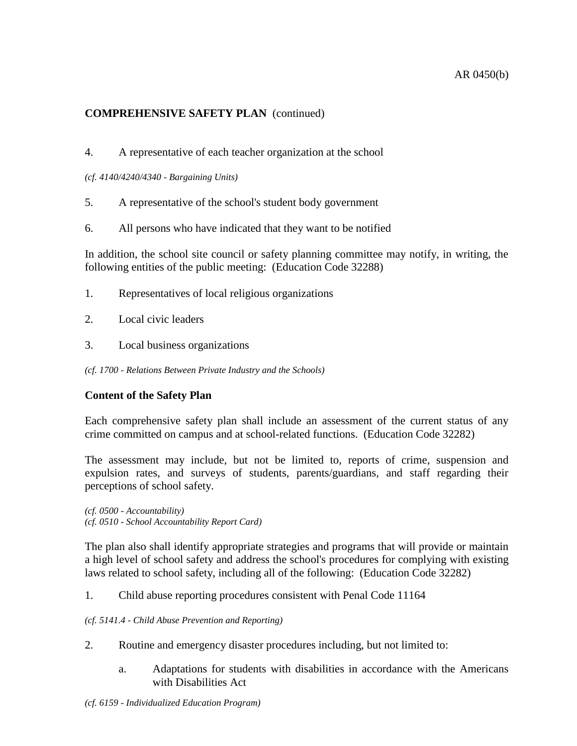**COMPREHENSIVE SAFETY PLAN** (continued)

4. A representative of each teacher organization at the school

*(cf. 4140/4240/4340 - Bargaining Units)*

5. A representative of the school's student body government

6. All persons who have indicated that they want to be notified

In addition, the school site council or safety planning committee may notify, in writing, the following entities of the public meeting: (Education Code 32288)

1. Representatives of local religious organizations

2. Local civic leaders

3. Local business organizations

*(cf. 1700 - Relations Between Private Industry and the Schools)*

**Content of the Safety Plan**

Each comprehensive safety plan shall include an assessment of the current status of any crime committed on campus and at school-related functions. (Education Code 32282)

The assessment may include, but not be limited to, reports of crime, suspension and expulsion rates, and surveys of students, parents/guardians, and staff regarding their perceptions of school safety.

*(cf. 0500 - Accountability)*
*(cf. 0510 - School Accountability Report Card)*

The plan also shall identify appropriate strategies and programs that will provide or maintain a high level of school safety and address the school's procedures for complying with existing laws related to school safety, including all of the following: (Education Code 32282)

1. Child abuse reporting procedures consistent with Penal Code 11164

*(cf. 5141.4 - Child Abuse Prevention and Reporting)*

2. Routine and emergency disaster procedures including, but not limited to:

    a. Adaptations for students with disabilities in accordance with the Americans with Disabilities Act

*(cf. 6159 - Individualized Education Program)*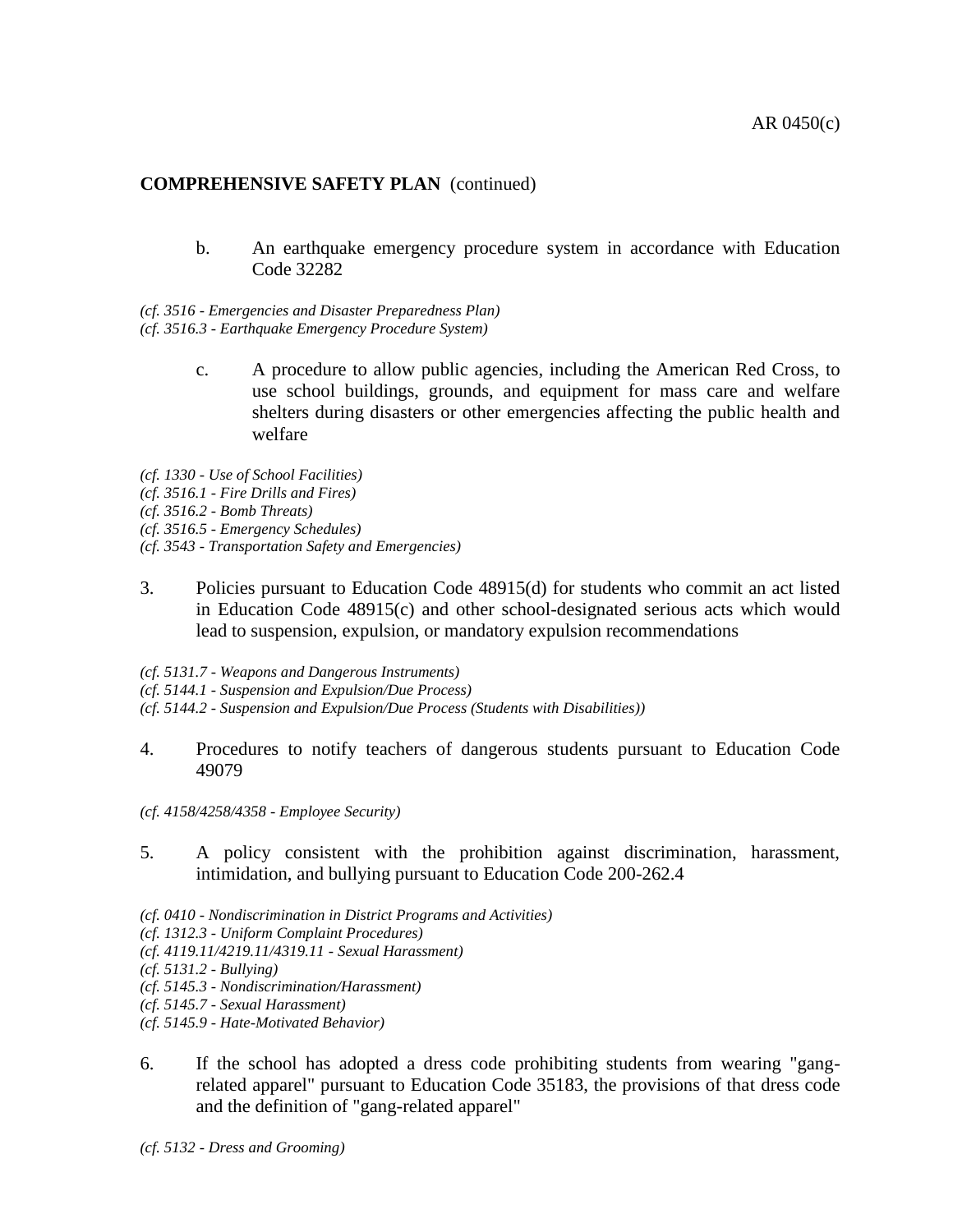**COMPREHENSIVE SAFETY PLAN** (continued)

b. An earthquake emergency procedure system in accordance with Education Code 32282

*(cf. 3516 - Emergencies and Disaster Preparedness Plan)*
*(cf. 3516.3 - Earthquake Emergency Procedure System)*

c. A procedure to allow public agencies, including the American Red Cross, to use school buildings, grounds, and equipment for mass care and welfare shelters during disasters or other emergencies affecting the public health and welfare

*(cf. 1330 - Use of School Facilities)*
*(cf. 3516.1 - Fire Drills and Fires)*
*(cf. 3516.2 - Bomb Threats)*
*(cf. 3516.5 - Emergency Schedules)*
*(cf. 3543 - Transportation Safety and Emergencies)*

3. Policies pursuant to Education Code 48915(d) for students who commit an act listed in Education Code 48915(c) and other school-designated serious acts which would lead to suspension, expulsion, or mandatory expulsion recommendations

*(cf. 5131.7 - Weapons and Dangerous Instruments)*
*(cf. 5144.1 - Suspension and Expulsion/Due Process)*
*(cf. 5144.2 - Suspension and Expulsion/Due Process (Students with Disabilities))*

4. Procedures to notify teachers of dangerous students pursuant to Education Code 49079

*(cf. 4158/4258/4358 - Employee Security)*

5. A policy consistent with the prohibition against discrimination, harassment, intimidation, and bullying pursuant to Education Code 200-262.4

*(cf. 0410 - Nondiscrimination in District Programs and Activities)*
*(cf. 1312.3 - Uniform Complaint Procedures)*
*(cf. 4119.11/4219.11/4319.11 - Sexual Harassment)*
*(cf. 5131.2 - Bullying)*
*(cf. 5145.3 - Nondiscrimination/Harassment)*
*(cf. 5145.7 - Sexual Harassment)*
*(cf. 5145.9 - Hate-Motivated Behavior)*

6. If the school has adopted a dress code prohibiting students from wearing "gang-related apparel" pursuant to Education Code 35183, the provisions of that dress code and the definition of "gang-related apparel"

*(cf. 5132 - Dress and Grooming)*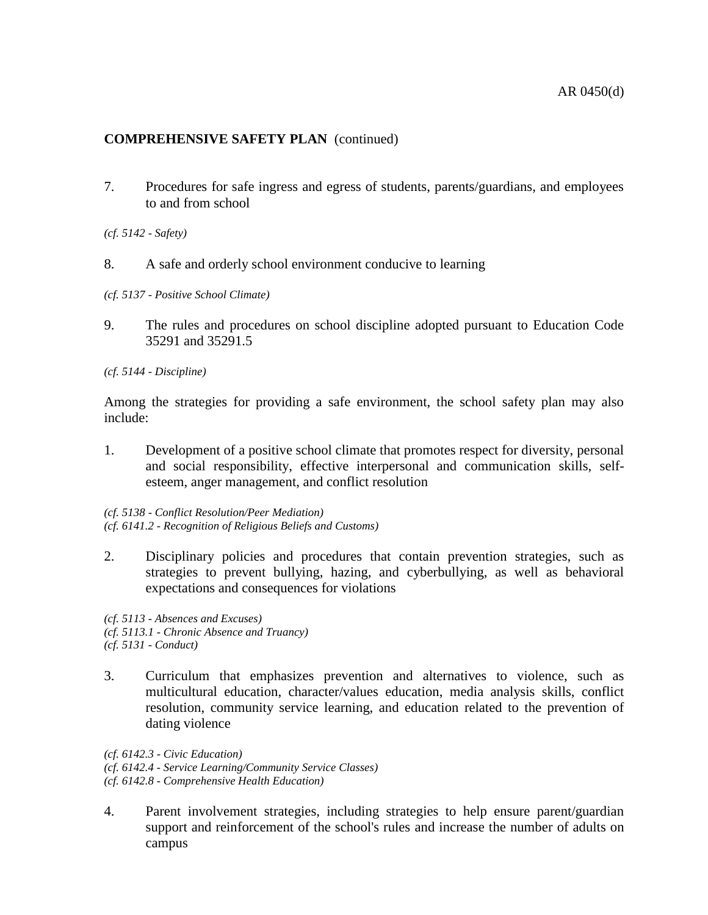**COMPREHENSIVE SAFETY PLAN** (continued)

7. Procedures for safe ingress and egress of students, parents/guardians, and employees to and from school

*(cf. 5142 - Safety)*

8. A safe and orderly school environment conducive to learning

*(cf. 5137 - Positive School Climate)*

9. The rules and procedures on school discipline adopted pursuant to Education Code 35291 and 35291.5

*(cf. 5144 - Discipline)*

Among the strategies for providing a safe environment, the school safety plan may also include:

1. Development of a positive school climate that promotes respect for diversity, personal and social responsibility, effective interpersonal and communication skills, self-esteem, anger management, and conflict resolution

*(cf. 5138 - Conflict Resolution/Peer Mediation)*
*(cf. 6141.2 - Recognition of Religious Beliefs and Customs)*

2. Disciplinary policies and procedures that contain prevention strategies, such as strategies to prevent bullying, hazing, and cyberbullying, as well as behavioral expectations and consequences for violations

*(cf. 5113 - Absences and Excuses)*
*(cf. 5113.1 - Chronic Absence and Truancy)*
*(cf. 5131 - Conduct)*

3. Curriculum that emphasizes prevention and alternatives to violence, such as multicultural education, character/values education, media analysis skills, conflict resolution, community service learning, and education related to the prevention of dating violence

*(cf. 6142.3 - Civic Education)*
*(cf. 6142.4 - Service Learning/Community Service Classes)*
*(cf. 6142.8 - Comprehensive Health Education)*

4. Parent involvement strategies, including strategies to help ensure parent/guardian support and reinforcement of the school's rules and increase the number of adults on campus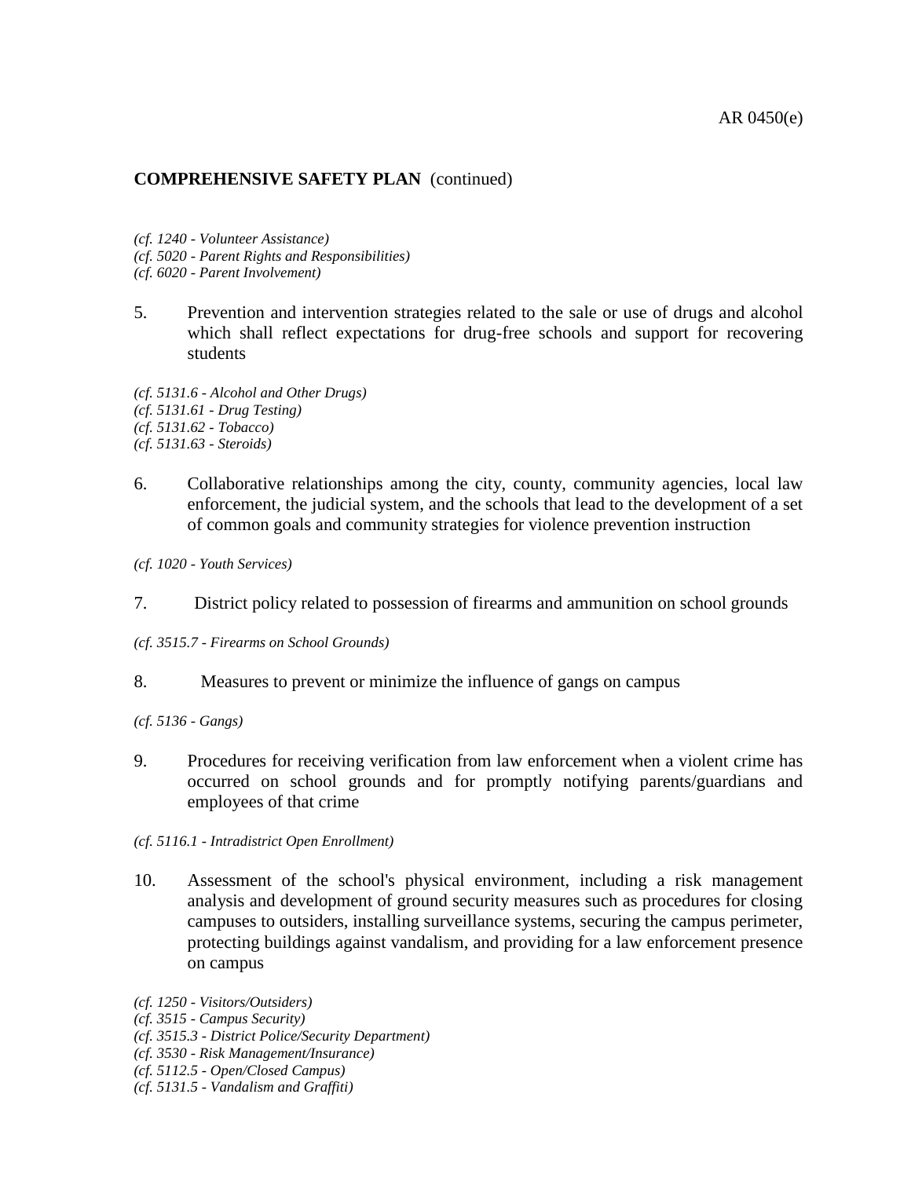**COMPREHENSIVE SAFETY PLAN** (continued)

*(cf. 1240 - Volunteer Assistance)*
*(cf. 5020 - Parent Rights and Responsibilities)*
*(cf. 6020 - Parent Involvement)*

5. Prevention and intervention strategies related to the sale or use of drugs and alcohol which shall reflect expectations for drug-free schools and support for recovering students

*(cf. 5131.6 - Alcohol and Other Drugs)*
*(cf. 5131.61 - Drug Testing)*
*(cf. 5131.62 - Tobacco)*
*(cf. 5131.63 - Steroids)*

6. Collaborative relationships among the city, county, community agencies, local law enforcement, the judicial system, and the schools that lead to the development of a set of common goals and community strategies for violence prevention instruction

*(cf. 1020 - Youth Services)*

7. District policy related to possession of firearms and ammunition on school grounds

*(cf. 3515.7 - Firearms on School Grounds)*

8. Measures to prevent or minimize the influence of gangs on campus

*(cf. 5136 - Gangs)*

9. Procedures for receiving verification from law enforcement when a violent crime has occurred on school grounds and for promptly notifying parents/guardians and employees of that crime

*(cf. 5116.1 - Intradistrict Open Enrollment)*

10. Assessment of the school's physical environment, including a risk management analysis and development of ground security measures such as procedures for closing campuses to outsiders, installing surveillance systems, securing the campus perimeter, protecting buildings against vandalism, and providing for a law enforcement presence on campus

*(cf. 1250 - Visitors/Outsiders)*
*(cf. 3515 - Campus Security)*
*(cf. 3515.3 - District Police/Security Department)*
*(cf. 3530 - Risk Management/Insurance)*
*(cf. 5112.5 - Open/Closed Campus)*
*(cf. 5131.5 - Vandalism and Graffiti)*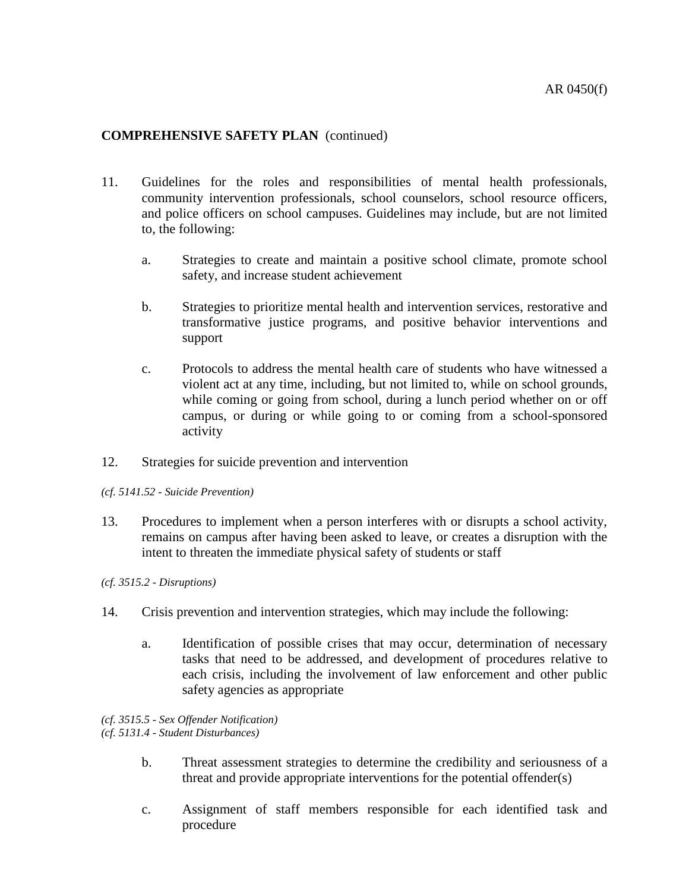**COMPREHENSIVE SAFETY PLAN** (continued)

11. Guidelines for the roles and responsibilities of mental health professionals, community intervention professionals, school counselors, school resource officers, and police officers on school campuses. Guidelines may include, but are not limited to, the following:

    a. Strategies to create and maintain a positive school climate, promote school safety, and increase student achievement

    b. Strategies to prioritize mental health and intervention services, restorative and transformative justice programs, and positive behavior interventions and support

    c. Protocols to address the mental health care of students who have witnessed a violent act at any time, including, but not limited to, while on school grounds, while coming or going from school, during a lunch period whether on or off campus, or during or while going to or coming from a school-sponsored activity

12. Strategies for suicide prevention and intervention

*(cf. 5141.52 - Suicide Prevention)*

13. Procedures to implement when a person interferes with or disrupts a school activity, remains on campus after having been asked to leave, or creates a disruption with the intent to threaten the immediate physical safety of students or staff

*(cf. 3515.2 - Disruptions)*

14. Crisis prevention and intervention strategies, which may include the following:

    a. Identification of possible crises that may occur, determination of necessary tasks that need to be addressed, and development of procedures relative to each crisis, including the involvement of law enforcement and other public safety agencies as appropriate

*(cf. 3515.5 - Sex Offender Notification)*
*(cf. 5131.4 - Student Disturbances)*

    b. Threat assessment strategies to determine the credibility and seriousness of a threat and provide appropriate interventions for the potential offender(s)

    c. Assignment of staff members responsible for each identified task and procedure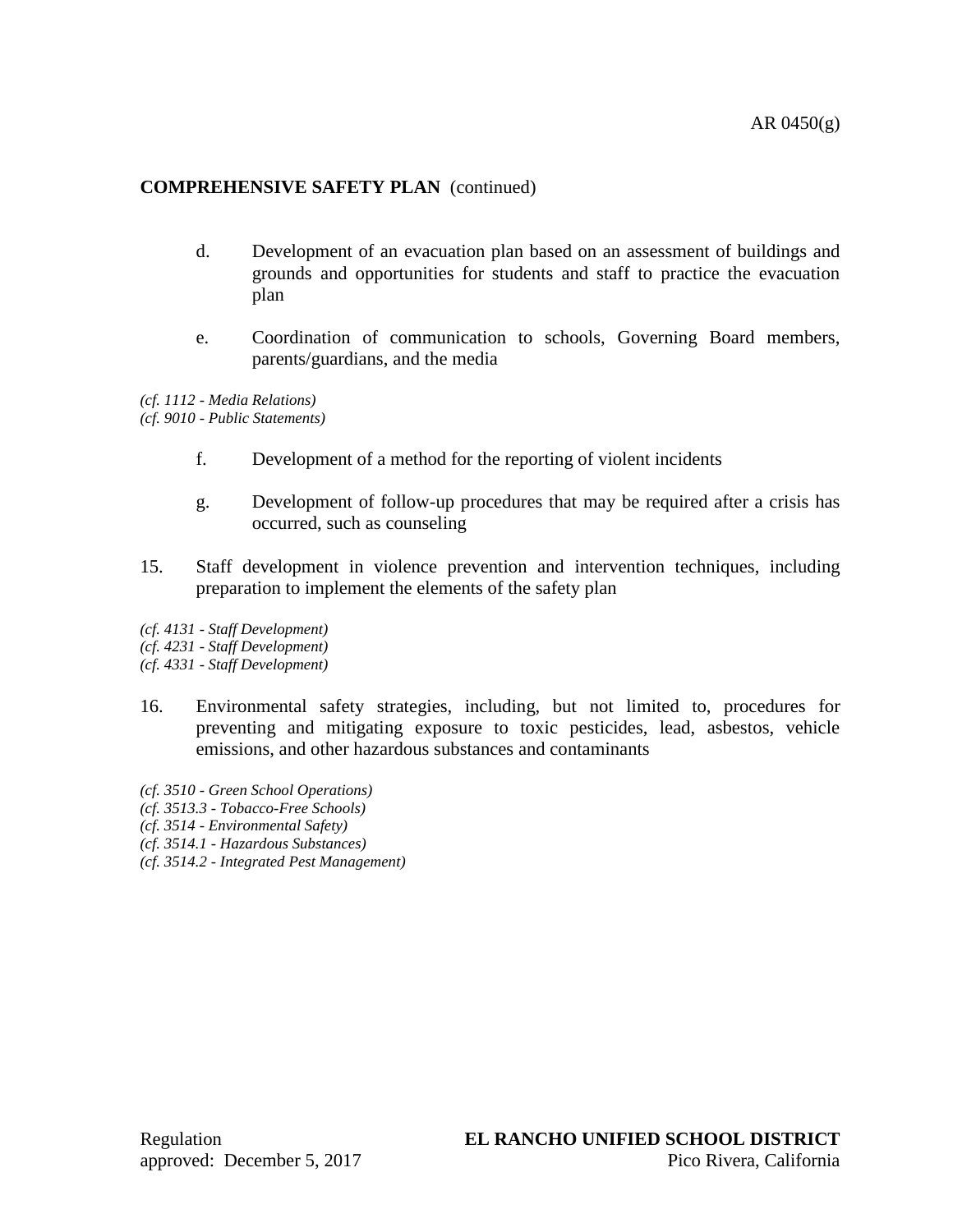**COMPREHENSIVE SAFETY PLAN** (continued)

d. Development of an evacuation plan based on an assessment of buildings and grounds and opportunities for students and staff to practice the evacuation plan

e. Coordination of communication to schools, Governing Board members, parents/guardians, and the media

*(cf. 1112 - Media Relations)*
*(cf. 9010 - Public Statements)*

f. Development of a method for the reporting of violent incidents

g. Development of follow-up procedures that may be required after a crisis has occurred, such as counseling

15. Staff development in violence prevention and intervention techniques, including preparation to implement the elements of the safety plan

*(cf. 4131 - Staff Development)*
*(cf. 4231 - Staff Development)*
*(cf. 4331 - Staff Development)*

16. Environmental safety strategies, including, but not limited to, procedures for preventing and mitigating exposure to toxic pesticides, lead, asbestos, vehicle emissions, and other hazardous substances and contaminants

*(cf. 3510 - Green School Operations)*
*(cf. 3513.3 - Tobacco-Free Schools)*
*(cf. 3514 - Environmental Safety)*
*(cf. 3514.1 - Hazardous Substances)*
*(cf. 3514.2 - Integrated Pest Management)*

Regulation
approved: December 5, 2017

**EL RANCHO UNIFIED SCHOOL DISTRICT**
Pico Rivera, California